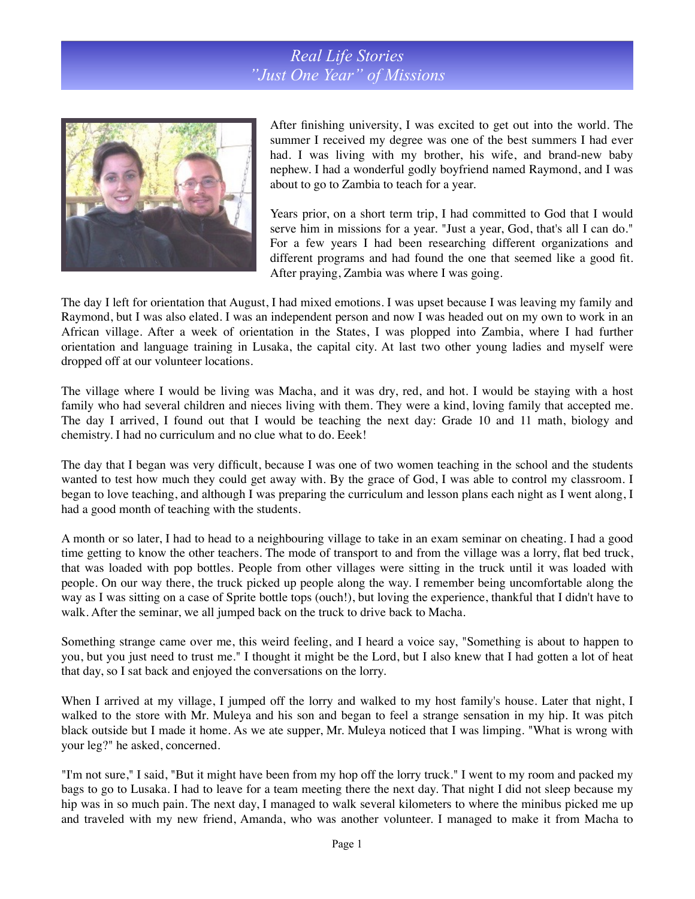# *Real Life Stories*
# *"Just One Year" of Missions*

After finishing university, I was excited to get out into the world. The summer I received my degree was one of the best summers I had ever had. I was living with my brother, his wife, and brand-new baby nephew. I had a wonderful godly boyfriend named Raymond, and I was about to go to Zambia to teach for a year.

Years prior, on a short term trip, I had committed to God that I would serve him in missions for a year. "Just a year, God, that's all I can do." For a few years I had been researching different organizations and different programs and had found the one that seemed like a good fit. After praying, Zambia was where I was going.

The day I left for orientation that August, I had mixed emotions. I was upset because I was leaving my family and Raymond, but I was also elated. I was an independent person and now I was headed out on my own to work in an African village. After a week of orientation in the States, I was plopped into Zambia, where I had further orientation and language training in Lusaka, the capital city. At last two other young ladies and myself were dropped off at our volunteer locations.

The village where I would be living was Macha, and it was dry, red, and hot. I would be staying with a host family who had several children and nieces living with them. They were a kind, loving family that accepted me. The day I arrived, I found out that I would be teaching the next day: Grade 10 and 11 math, biology and chemistry. I had no curriculum and no clue what to do. Eeek!

The day that I began was very difficult, because I was one of two women teaching in the school and the students wanted to test how much they could get away with. By the grace of God, I was able to control my classroom. I began to love teaching, and although I was preparing the curriculum and lesson plans each night as I went along, I had a good month of teaching with the students.

A month or so later, I had to head to a neighbouring village to take in an exam seminar on cheating. I had a good time getting to know the other teachers. The mode of transport to and from the village was a lorry, flat bed truck, that was loaded with pop bottles. People from other villages were sitting in the truck until it was loaded with people. On our way there, the truck picked up people along the way. I remember being uncomfortable along the way as I was sitting on a case of Sprite bottle tops (ouch!), but loving the experience, thankful that I didn't have to walk. After the seminar, we all jumped back on the truck to drive back to Macha.

Something strange came over me, this weird feeling, and I heard a voice say, "Something is about to happen to you, but you just need to trust me." I thought it might be the Lord, but I also knew that I had gotten a lot of heat that day, so I sat back and enjoyed the conversations on the lorry.

When I arrived at my village, I jumped off the lorry and walked to my host family's house. Later that night, I walked to the store with Mr. Muleya and his son and began to feel a strange sensation in my hip. It was pitch black outside but I made it home. As we ate supper, Mr. Muleya noticed that I was limping. "What is wrong with your leg?" he asked, concerned.

"I'm not sure," I said, "But it might have been from my hop off the lorry truck." I went to my room and packed my bags to go to Lusaka. I had to leave for a team meeting there the next day. That night I did not sleep because my hip was in so much pain. The next day, I managed to walk several kilometers to where the minibus picked me up and traveled with my new friend, Amanda, who was another volunteer. I managed to make it from Macha to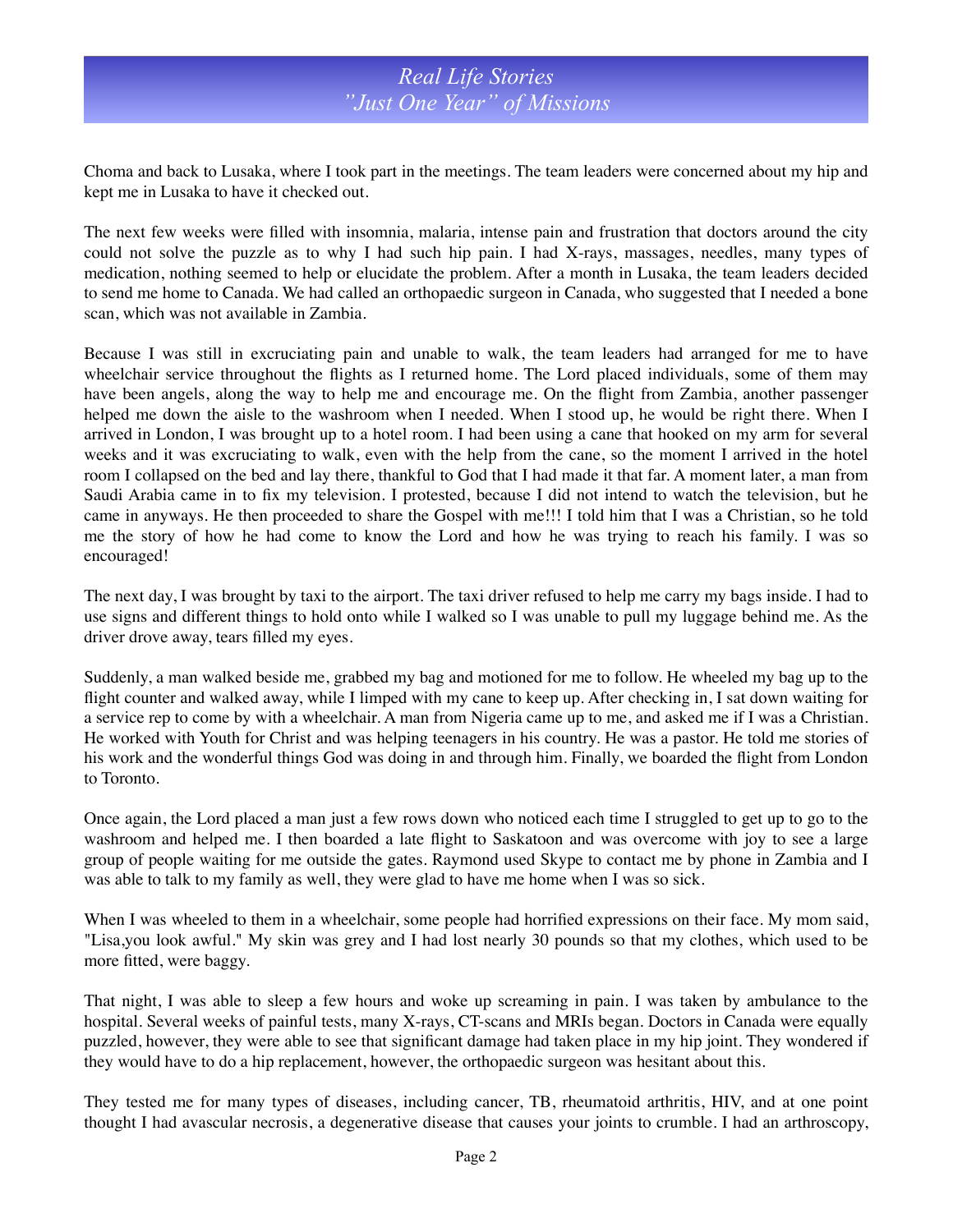Choma and back to Lusaka, where I took part in the meetings. The team leaders were concerned about my hip and kept me in Lusaka to have it checked out.

The next few weeks were filled with insomnia, malaria, intense pain and frustration that doctors around the city could not solve the puzzle as to why I had such hip pain. I had X-rays, massages, needles, many types of medication, nothing seemed to help or elucidate the problem. After a month in Lusaka, the team leaders decided to send me home to Canada. We had called an orthopaedic surgeon in Canada, who suggested that I needed a bone scan, which was not available in Zambia.

Because I was still in excruciating pain and unable to walk, the team leaders had arranged for me to have wheelchair service throughout the flights as I returned home. The Lord placed individuals, some of them may have been angels, along the way to help me and encourage me. On the flight from Zambia, another passenger helped me down the aisle to the washroom when I needed. When I stood up, he would be right there. When I arrived in London, I was brought up to a hotel room. I had been using a cane that hooked on my arm for several weeks and it was excruciating to walk, even with the help from the cane, so the moment I arrived in the hotel room I collapsed on the bed and lay there, thankful to God that I had made it that far. A moment later, a man from Saudi Arabia came in to fix my television. I protested, because I did not intend to watch the television, but he came in anyways. He then proceeded to share the Gospel with me!!! I told him that I was a Christian, so he told me the story of how he had come to know the Lord and how he was trying to reach his family. I was so encouraged!

The next day, I was brought by taxi to the airport. The taxi driver refused to help me carry my bags inside. I had to use signs and different things to hold onto while I walked so I was unable to pull my luggage behind me. As the driver drove away, tears filled my eyes.

Suddenly, a man walked beside me, grabbed my bag and motioned for me to follow. He wheeled my bag up to the flight counter and walked away, while I limped with my cane to keep up. After checking in, I sat down waiting for a service rep to come by with a wheelchair. A man from Nigeria came up to me, and asked me if I was a Christian. He worked with Youth for Christ and was helping teenagers in his country. He was a pastor. He told me stories of his work and the wonderful things God was doing in and through him. Finally, we boarded the flight from London to Toronto.

Once again, the Lord placed a man just a few rows down who noticed each time I struggled to get up to go to the washroom and helped me. I then boarded a late flight to Saskatoon and was overcome with joy to see a large group of people waiting for me outside the gates. Raymond used Skype to contact me by phone in Zambia and I was able to talk to my family as well, they were glad to have me home when I was so sick.

When I was wheeled to them in a wheelchair, some people had horrified expressions on their face. My mom said, "Lisa,you look awful." My skin was grey and I had lost nearly 30 pounds so that my clothes, which used to be more fitted, were baggy.

That night, I was able to sleep a few hours and woke up screaming in pain. I was taken by ambulance to the hospital. Several weeks of painful tests, many X-rays, CT-scans and MRIs began. Doctors in Canada were equally puzzled, however, they were able to see that significant damage had taken place in my hip joint. They wondered if they would have to do a hip replacement, however, the orthopaedic surgeon was hesitant about this.

They tested me for many types of diseases, including cancer, TB, rheumatoid arthritis, HIV, and at one point thought I had avascular necrosis, a degenerative disease that causes your joints to crumble. I had an arthroscopy,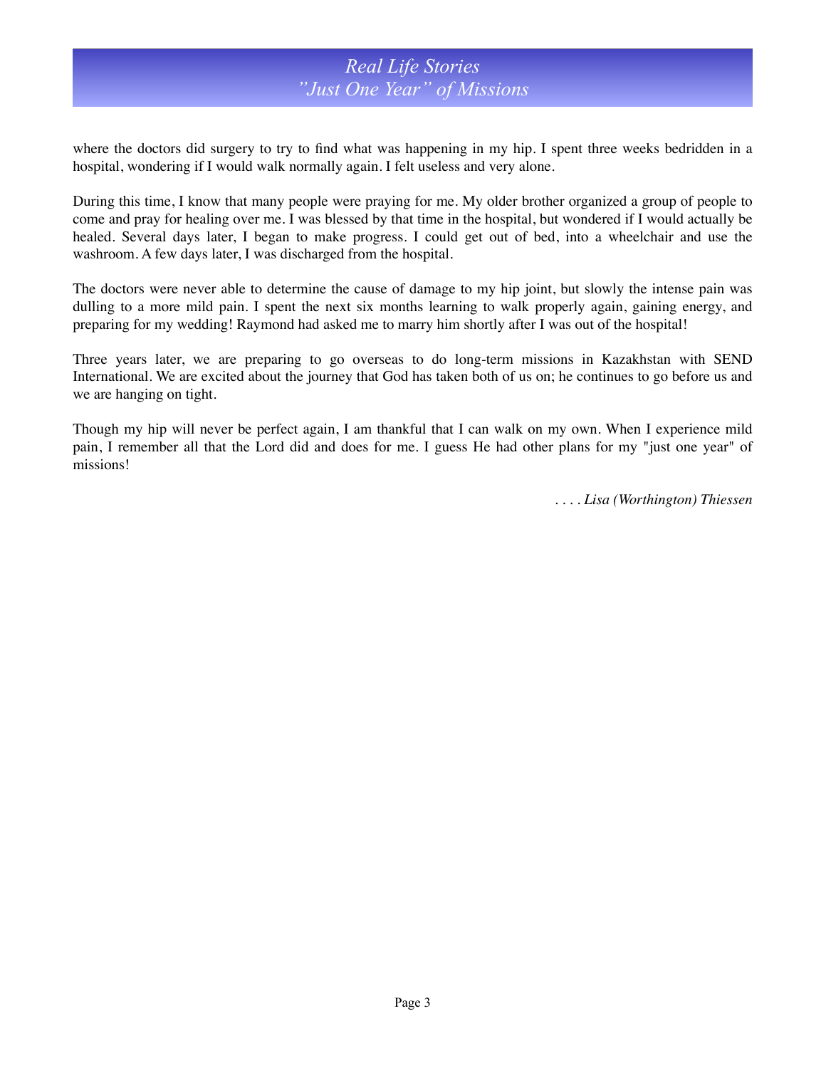where the doctors did surgery to try to find what was happening in my hip. I spent three weeks bedridden in a hospital, wondering if I would walk normally again. I felt useless and very alone.

During this time, I know that many people were praying for me. My older brother organized a group of people to come and pray for healing over me. I was blessed by that time in the hospital, but wondered if I would actually be healed. Several days later, I began to make progress. I could get out of bed, into a wheelchair and use the washroom. A few days later, I was discharged from the hospital.

The doctors were never able to determine the cause of damage to my hip joint, but slowly the intense pain was dulling to a more mild pain. I spent the next six months learning to walk properly again, gaining energy, and preparing for my wedding! Raymond had asked me to marry him shortly after I was out of the hospital!

Three years later, we are preparing to go overseas to do long-term missions in Kazakhstan with SEND International. We are excited about the journey that God has taken both of us on; he continues to go before us and we are hanging on tight.

Though my hip will never be perfect again, I am thankful that I can walk on my own. When I experience mild pain, I remember all that the Lord did and does for me. I guess He had other plans for my "just one year" of missions!

. . . . *Lisa (Worthington) Thiessen*